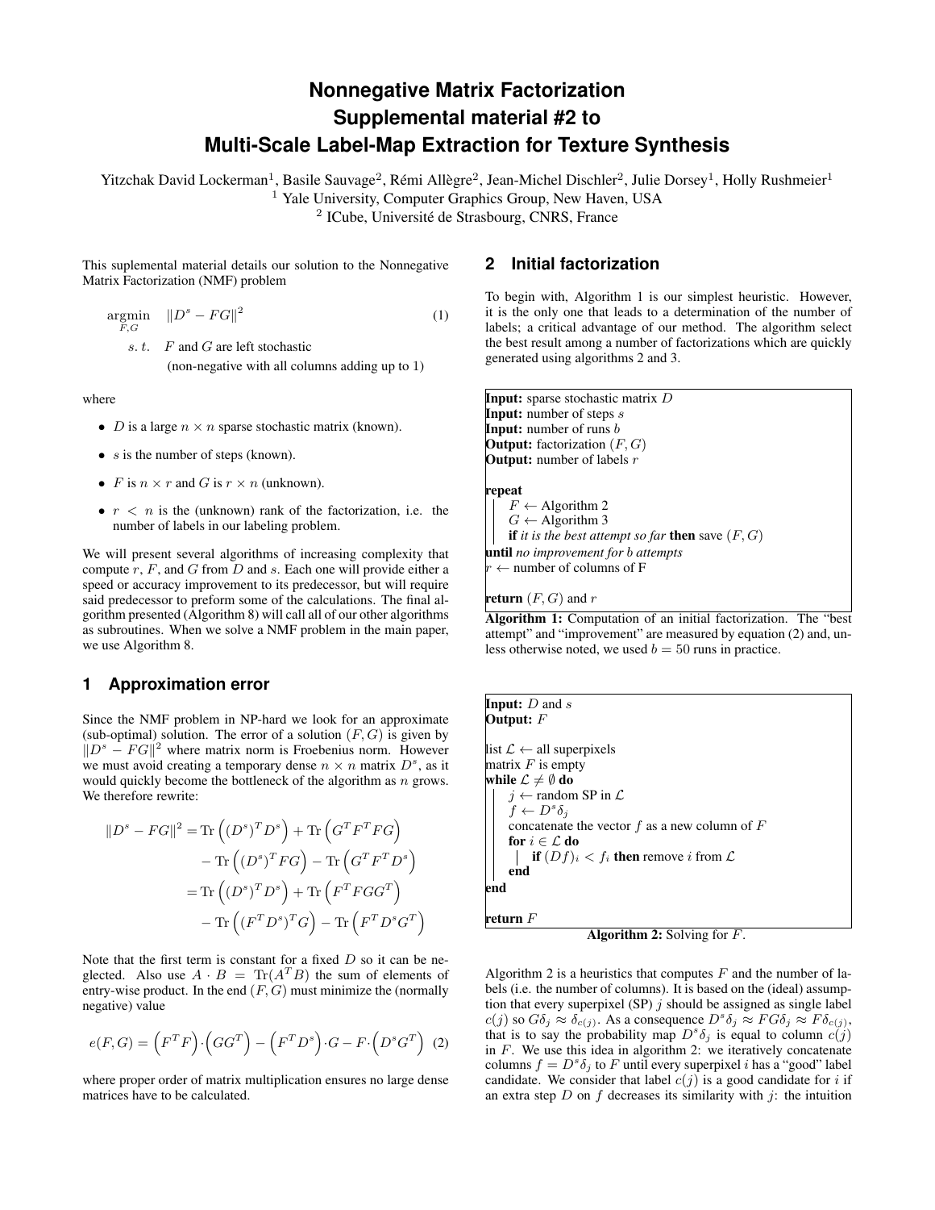# Nonnegative Matrix Factorization Supplemental material #2 to Multi-Scale Label-Map Extraction for Texture Synthesis

Yitzchak David Lockerman[1], Basile Sauvage[2], Rémi Allègre[2], Jean-Michel Dischler[2], Julie Dorsey[1], Holly Rushmeier[1]

[1] Yale University, Computer Graphics Group, New Haven, USA

[2] ICube, Université de Strasbourg, CNRS, France

This suplemental material details our solution to the Nonnegative Matrix Factorization (NMF) problem

$$\underset{F,G}{\operatorname{argmin}} \quad \|D^s - FG\|^2 \tag{1}$$

$s.\ t.$ $F$ and $G$ are left stochastic
(non-negative with all columns adding up to 1)

where

- $D$ is a large $n \times n$ sparse stochastic matrix (known).
- $s$ is the number of steps (known).
- $F$ is $n \times r$ and $G$ is $r \times n$ (unknown).
- $r < n$ is the (unknown) rank of the factorization, i.e. the number of labels in our labeling problem.

We will present several algorithms of increasing complexity that compute $r$, $F$, and $G$ from $D$ and $s$. Each one will provide either a speed or accuracy improvement to its predecessor, but will require said predecessor to preform some of the calculations. The final algorithm presented (Algorithm 8) will call all of our other algorithms as subroutines. When we solve a NMF problem in the main paper, we use Algorithm 8.

## 1 Approximation error

Since the NMF problem in NP-hard we look for an approximate (sub-optimal) solution. The error of a solution $(F, G)$ is given by $\|D^s - FG\|^2$ where matrix norm is Froebenius norm. However we must avoid creating a temporary dense $n \times n$ matrix $D^s$, as it would quickly become the bottleneck of the algorithm as $n$ grows. We therefore rewrite:

$$\begin{aligned}
\|D^s - FG\|^2 &= \operatorname{Tr}\left((D^s)^T D^s\right) + \operatorname{Tr}\left(G^T F^T F G\right) \\
&\quad - \operatorname{Tr}\left((D^s)^T F G\right) - \operatorname{Tr}\left(G^T F^T D^s\right) \\
&= \operatorname{Tr}\left((D^s)^T D^s\right) + \operatorname{Tr}\left(F^T F G G^T\right) \\
&\quad - \operatorname{Tr}\left((F^T D^s)^T G\right) - \operatorname{Tr}\left(F^T D^s G^T\right)
\end{aligned}$$

Note that the first term is constant for a fixed $D$ so it can be neglected. Also use $A \cdot B = \operatorname{Tr}(A^T B)$ the sum of elements of entry-wise product. In the end $(F, G)$ must minimize the (normally negative) value

$$e(F,G) = \left(F^T F\right) \cdot \left(G G^T\right) - \left(F^T D^s\right) \cdot G - F \cdot \left(D^s G^T\right) \tag{2}$$

where proper order of matrix multiplication ensures no large dense matrices have to be calculated.

## 2 Initial factorization

To begin with, Algorithm 1 is our simplest heuristic. However, it is the only one that leads to a determination of the number of labels; a critical advantage of our method. The algorithm select the best result among a number of factorizations which are quickly generated using algorithms 2 and 3.

```
Input: sparse stochastic matrix D
Input: number of steps s
Input: number of runs b
Output: factorization (F, G)
Output: number of labels r

repeat
    F ← Algorithm 2
    G ← Algorithm 3
    if it is the best attempt so far then save (F, G)
until no improvement for b attempts
r ← number of columns of F

return (F, G) and r
```

**Algorithm 1:** Computation of an initial factorization. The "best attempt" and "improvement" are measured by equation (2) and, unless otherwise noted, we used $b = 50$ runs in practice.

```
Input: D and s
Output: F

list L ← all superpixels
matrix F is empty
while L ≠ ∅ do
    j ← random SP in L
    f ← D^s δ_j
    concatenate the vector f as a new column of F
    for i ∈ L do
        if (Df)_i < f_i then remove i from L
    end
end

return F
```

**Algorithm 2:** Solving for $F$.

Algorithm 2 is a heuristics that computes $F$ and the number of labels (i.e. the number of columns). It is based on the (ideal) assumption that every superpixel (SP) $j$ should be assigned as single label $c(j)$ so $G\delta_j \approx \delta_{c(j)}$. As a consequence $D^s\delta_j \approx FG\delta_j \approx F\delta_{c(j)}$, that is to say the probability map $D^s\delta_j$ is equal to column $c(j)$ in $F$. We use this idea in algorithm 2: we iteratively concatenate columns $f = D^s\delta_j$ to $F$ until every superpixel $i$ has a "good" label candidate. We consider that label $c(j)$ is a good candidate for $i$ if an extra step $D$ on $f$ decreases its similarity with $j$: the intuition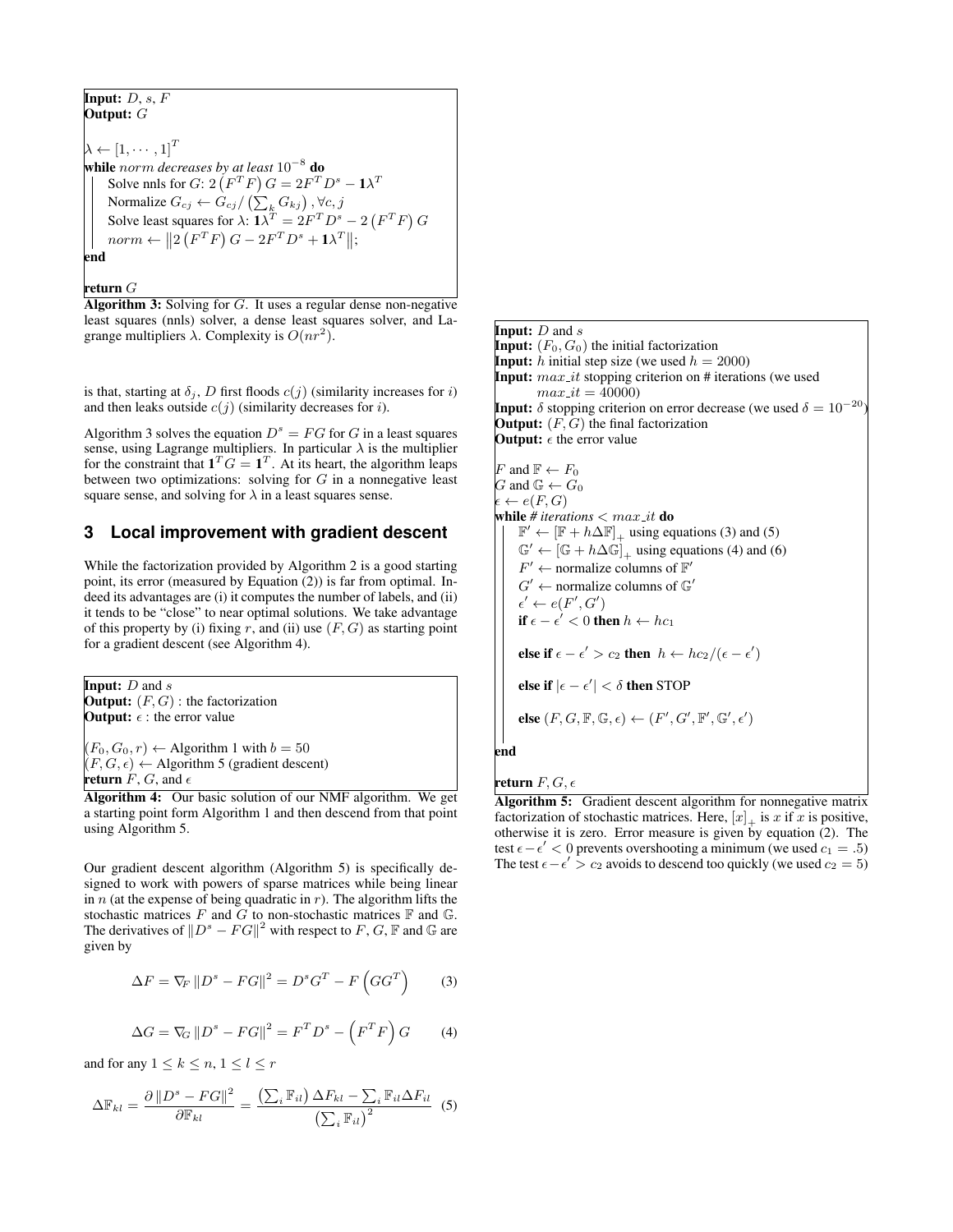**Input:** $D$, $s$, $F$
**Output:** $G$

$\lambda \leftarrow [1, \cdots, 1]^T$
**while** *norm decreases by at least* $10^{-8}$ **do**
  Solve nnls for $G$: $2\left(F^T F\right) G = 2F^T D^s - \mathbf{1}\lambda^T$
  Normalize $G_{cj} \leftarrow G_{cj} / \left(\sum_k G_{kj}\right), \forall c, j$
  Solve least squares for $\lambda$: $\mathbf{1}\lambda^T = 2F^T D^s - 2\left(F^T F\right) G$
  $norm \leftarrow \left\|2\left(F^T F\right) G - 2F^T D^s + \mathbf{1}\lambda^T\right\|$;
**end**

**return** $G$

**Algorithm 3:** Solving for $G$. It uses a regular dense non-negative least squares (nnls) solver, a dense least squares solver, and Lagrange multipliers $\lambda$. Complexity is $O(nr^2)$.

is that, starting at $\delta_j$, $D$ first floods $c(j)$ (similarity increases for $i$) and then leaks outside $c(j)$ (similarity decreases for $i$).

Algorithm 3 solves the equation $D^s = FG$ for $G$ in a least squares sense, using Lagrange multipliers. In particular $\lambda$ is the multiplier for the constraint that $\mathbf{1}^T G = \mathbf{1}^T$. At its heart, the algorithm leaps between two optimizations: solving for $G$ in a nonnegative least square sense, and solving for $\lambda$ in a least squares sense.

## 3 Local improvement with gradient descent

While the factorization provided by Algorithm 2 is a good starting point, its error (measured by Equation (2)) is far from optimal. Indeed its advantages are (i) it computes the number of labels, and (ii) it tends to be "close" to near optimal solutions. We take advantage of this property by (i) fixing $r$, and (ii) use $(F, G)$ as starting point for a gradient descent (see Algorithm 4).

**Input:** $D$ and $s$
**Output:** $(F, G)$ : the factorization
**Output:** $\epsilon$ : the error value

$(F_0, G_0, r) \leftarrow$ Algorithm 1 with $b = 50$
$(F, G, \epsilon) \leftarrow$ Algorithm 5 (gradient descent)
**return** $F$, $G$, and $\epsilon$

**Algorithm 4:** Our basic solution of our NMF algorithm. We get a starting point form Algorithm 1 and then descend from that point using Algorithm 5.

Our gradient descent algorithm (Algorithm 5) is specifically designed to work with powers of sparse matrices while being linear in $n$ (at the expense of being quadratic in $r$). The algorithm lifts the stochastic matrices $F$ and $G$ to non-stochastic matrices $\mathbb{F}$ and $\mathbb{G}$. The derivatives of $\|D^s - FG\|^2$ with respect to $F$, $G$, $\mathbb{F}$ and $\mathbb{G}$ are given by

$$\Delta F = \nabla_F \left\|D^s - FG\right\|^2 = D^s G^T - F\left(GG^T\right) \tag{3}$$

$$\Delta G = \nabla_G \left\|D^s - FG\right\|^2 = F^T D^s - \left(F^T F\right) G \tag{4}$$

and for any $1 \leq k \leq n$, $1 \leq l \leq r$

$$\Delta \mathbb{F}_{kl} = \frac{\partial \left\|D^s - FG\right\|^2}{\partial \mathbb{F}_{kl}} = \frac{\left(\sum_i \mathbb{F}_{il}\right) \Delta F_{kl} - \sum_i \mathbb{F}_{il} \Delta F_{il}}{\left(\sum_i \mathbb{F}_{il}\right)^2} \tag{5}$$

**Input:** $D$ and $s$
**Input:** $(F_0, G_0)$ the initial factorization
**Input:** $h$ initial step size (we used $h = 2000$)
**Input:** $max\_it$ stopping criterion on # iterations (we used $max\_it = 40000$)
**Input:** $\delta$ stopping criterion on error decrease (we used $\delta = 10^{-20}$)
**Output:** $(F, G)$ the final factorization
**Output:** $\epsilon$ the error value

$F$ and $\mathbb{F} \leftarrow F_0$
$G$ and $\mathbb{G} \leftarrow G_0$
$\epsilon \leftarrow e(F, G)$
**while** *# iterations* $< max\_it$ **do**
  $\mathbb{F}' \leftarrow \left[\mathbb{F} + h\Delta\mathbb{F}\right]_+$ using equations (3) and (5)
  $\mathbb{G}' \leftarrow \left[\mathbb{G} + h\Delta\mathbb{G}\right]_+$ using equations (4) and (6)
  $F' \leftarrow$ normalize columns of $\mathbb{F}'$
  $G' \leftarrow$ normalize columns of $\mathbb{G}'$
  $\epsilon' \leftarrow e(F', G')$
  **if** $\epsilon - \epsilon' < 0$ **then** $h \leftarrow hc_1$

  **else if** $\epsilon - \epsilon' > c_2$ **then** $h \leftarrow hc_2/(\epsilon - \epsilon')$

  **else if** $|\epsilon - \epsilon'| < \delta$ **then** STOP

  **else** $(F, G, \mathbb{F}, \mathbb{G}, \epsilon) \leftarrow (F', G', \mathbb{F}', \mathbb{G}', \epsilon')$

**end**

**return** $F, G, \epsilon$

**Algorithm 5:** Gradient descent algorithm for nonnegative matrix factorization of stochastic matrices. Here, $[x]_+$ is $x$ if $x$ is positive, otherwise it is zero. Error measure is given by equation (2). The test $\epsilon - \epsilon' < 0$ prevents overshooting a minimum (we used $c_1 = .5$) The test $\epsilon - \epsilon' > c_2$ avoids to descend too quickly (we used $c_2 = 5$)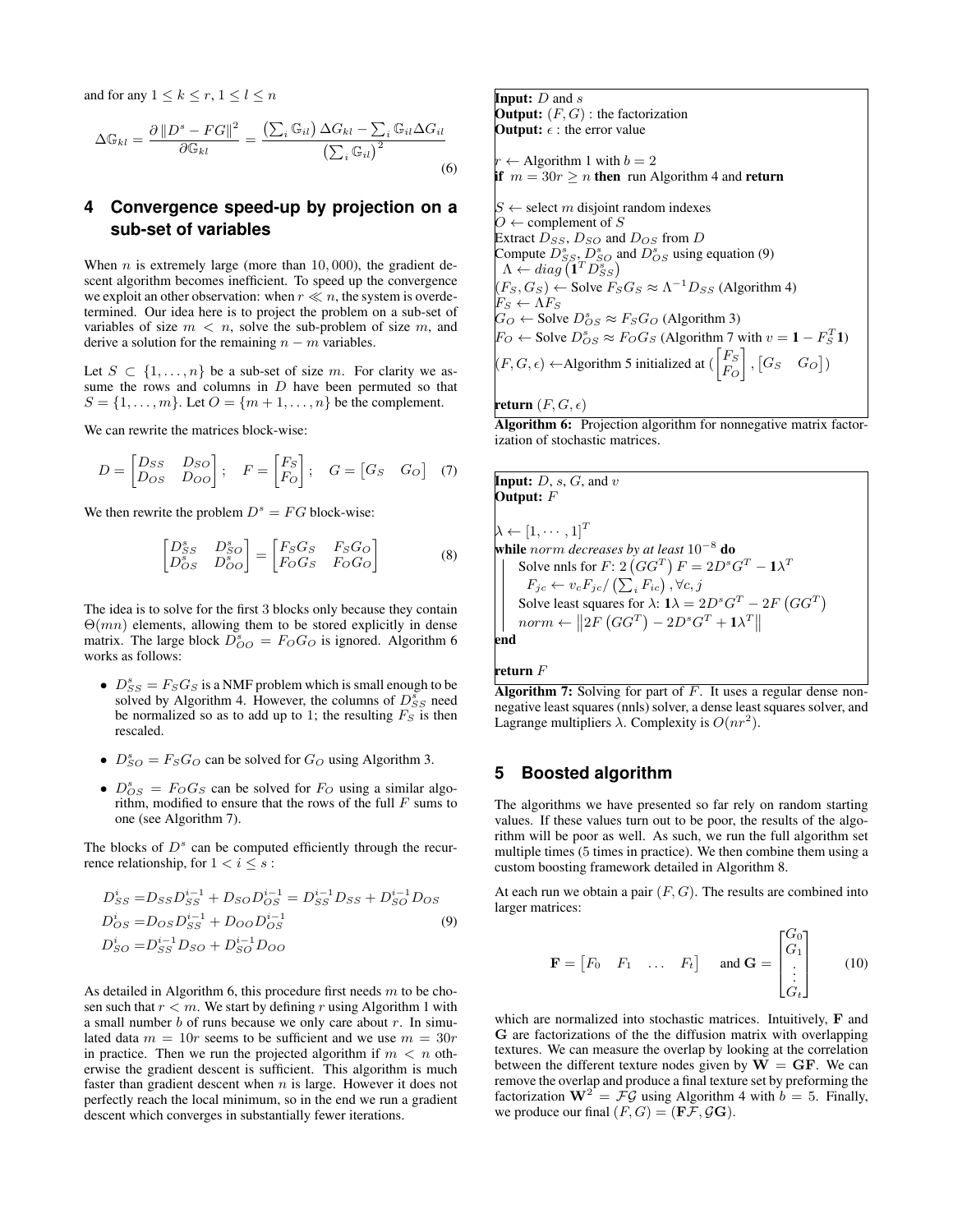and for any $1 \leq k \leq r, 1 \leq l \leq n$

$$\Delta \mathbb{G}_{kl} = \frac{\partial \left\| D^s - FG \right\|^2}{\partial \mathbb{G}_{kl}} = \frac{\left(\sum_i \mathbb{G}_{il}\right) \Delta G_{kl} - \sum_i \mathbb{G}_{il} \Delta G_{il}}{\left(\sum_i \mathbb{G}_{il}\right)^2} \tag{6}$$

## 4 Convergence speed-up by projection on a sub-set of variables

When $n$ is extremely large (more than $10,000$), the gradient descent algorithm becomes inefficient. To speed up the convergence we exploit an other observation: when $r \ll n$, the system is overdetermined. Our idea here is to project the problem on a sub-set of variables of size $m < n$, solve the sub-problem of size $m$, and derive a solution for the remaining $n - m$ variables.

Let $S \subset \{1, \ldots, n\}$ be a sub-set of size $m$. For clarity we assume the rows and columns in $D$ have been permuted so that $S = \{1, \ldots, m\}$. Let $O = \{m+1, \ldots, n\}$ be the complement.

We can rewrite the matrices block-wise:

$$D = \begin{bmatrix} D_{SS} & D_{SO} \\ D_{OS} & D_{OO} \end{bmatrix}; \quad F = \begin{bmatrix} F_S \\ F_O \end{bmatrix}; \quad G = \begin{bmatrix} G_S & G_O \end{bmatrix} \tag{7}$$

We then rewrite the problem $D^s = FG$ block-wise:

$$\begin{bmatrix} D_{SS}^s & D_{SO}^s \\ D_{OS}^s & D_{OO}^s \end{bmatrix} = \begin{bmatrix} F_S G_S & F_S G_O \\ F_O G_S & F_O G_O \end{bmatrix} \tag{8}$$

The idea is to solve for the first 3 blocks only because they contain $\Theta(mn)$ elements, allowing them to be stored explicitly in dense matrix. The large block $D_{OO}^s = F_O G_O$ is ignored. Algorithm 6 works as follows:

- $D_{SS}^s = F_S G_S$ is a NMF problem which is small enough to be solved by Algorithm 4. However, the columns of $D_{SS}^s$ need be normalized so as to add up to 1; the resulting $F_S$ is then rescaled.
- $D_{SO}^s = F_S G_O$ can be solved for $G_O$ using Algorithm 3.
- $D_{OS}^s = F_O G_S$ can be solved for $F_O$ using a similar algorithm, modified to ensure that the rows of the full $F$ sums to one (see Algorithm 7).

The blocks of $D^s$ can be computed efficiently through the recurrence relationship, for $1 < i \leq s$ :

$$\begin{aligned} D_{SS}^i &= D_{SS} D_{SS}^{i-1} + D_{SO} D_{OS}^{i-1} = D_{SS}^{i-1} D_{SS} + D_{SO}^{i-1} D_{OS} \\ D_{OS}^i &= D_{OS} D_{SS}^{i-1} + D_{OO} D_{OS}^{i-1} \\ D_{SO}^i &= D_{SS}^{i-1} D_{SO} + D_{SO}^{i-1} D_{OO} \end{aligned} \tag{9}$$

As detailed in Algorithm 6, this procedure first needs $m$ to be chosen such that $r < m$. We start by defining $r$ using Algorithm 1 with a small number $b$ of runs because we only care about $r$. In simulated data $m = 10r$ seems to be sufficient and we use $m = 30r$ in practice. Then we run the projected algorithm if $m < n$ otherwise the gradient descent is sufficient. This algorithm is much faster than gradient descent when $n$ is large. However it does not perfectly reach the local minimum, so in the end we run a gradient descent which converges in substantially fewer iterations.

```
Input: D and s
Output: (F, G) : the factorization
Output: ε : the error value

r ← Algorithm 1 with b = 2
if m = 30r ≥ n then run Algorithm 4 and return

S ← select m disjoint random indexes
O ← complement of S
Extract D_SS, D_SO and D_OS from D
Compute D^s_SS, D^s_SO and D^s_OS using equation (9)
  Λ ← diag(1^T D^s_SS)
(F_S, G_S) ← Solve F_S G_S ≈ Λ^{-1} D_SS (Algorithm 4)
F_S ← Λ F_S
G_O ← Solve D^s_OS ≈ F_S G_O (Algorithm 3)
F_O ← Solve D^s_OS ≈ F_O G_S (Algorithm 7 with v = 1 − F_S^T 1)
(F, G, ε) ← Algorithm 5 initialized at ([F_S; F_O], [G_S  G_O])

return (F, G, ε)
```

**Algorithm 6:** Projection algorithm for nonnegative matrix factorization of stochastic matrices.

```
Input: D, s, G, and v
Output: F

λ ← [1, ..., 1]^T
while norm decreases by at least 10^-8 do
    Solve nnls for F: 2(GG^T)F = 2D^s G^T − 1λ^T
      F_jc ← v_c F_jc / (Σ_i F_ic), ∀c, j
    Solve least squares for λ: 1λ = 2D^s G^T − 2F(GG^T)
    norm ← ||2F(GG^T) − 2D^s G^T + 1λ^T||
end

return F
```

**Algorithm 7:** Solving for part of $F$. It uses a regular dense nonnegative least squares (nnls) solver, a dense least squares solver, and Lagrange multipliers $\lambda$. Complexity is $O(nr^2)$.

## 5 Boosted algorithm

The algorithms we have presented so far rely on random starting values. If these values turn out to be poor, the results of the algorithm will be poor as well. As such, we run the full algorithm set multiple times (5 times in practice). We then combine them using a custom boosting framework detailed in Algorithm 8.

At each run we obtain a pair $(F, G)$. The results are combined into larger matrices:

$$\mathbf{F} = \begin{bmatrix} F_0 & F_1 & \ldots & F_t \end{bmatrix} \quad \text{and } \mathbf{G} = \begin{bmatrix} G_0 \\ G_1 \\ \vdots \\ G_t \end{bmatrix} \tag{10}$$

which are normalized into stochastic matrices. Intuitively, $\mathbf{F}$ and $\mathbf{G}$ are factorizations of the the diffusion matrix with overlapping textures. We can measure the overlap by looking at the correlation between the different texture nodes given by $\mathbf{W} = \mathbf{GF}$. We can remove the overlap and produce a final texture set by preforming the factorization $\mathbf{W}^2 = \mathcal{FG}$ using Algorithm 4 with $b = 5$. Finally, we produce our final $(F, G) = (\mathbf{F}\mathcal{F}, \mathcal{G}\mathbf{G})$.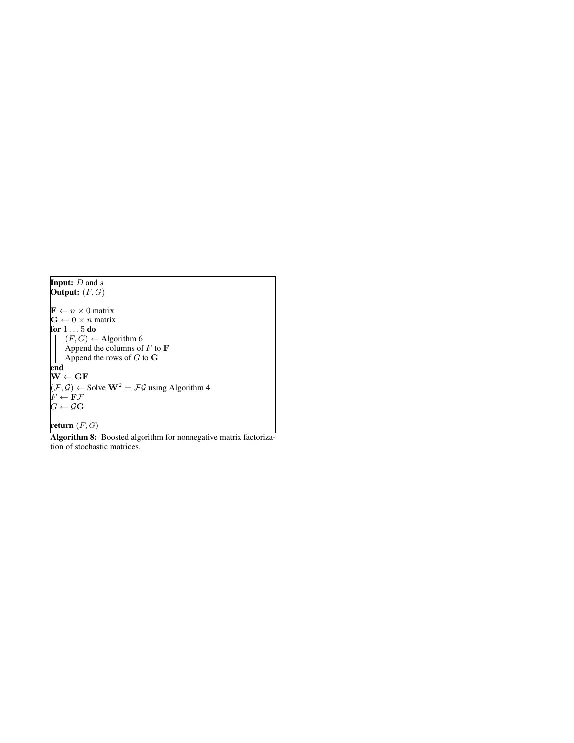**Input:** $D$ and $s$
**Output:** $(F, G)$

$\mathbf{F} \leftarrow n \times 0$ matrix
$\mathbf{G} \leftarrow 0 \times n$ matrix
**for** $1 \ldots 5$ **do**
    $(F, G) \leftarrow$ Algorithm 6
    Append the columns of $F$ to $\mathbf{F}$
    Append the rows of $G$ to $\mathbf{G}$
**end**
$\mathbf{W} \leftarrow \mathbf{GF}$
$(\mathcal{F}, \mathcal{G}) \leftarrow$ Solve $\mathbf{W}^2 = \mathcal{F}\mathcal{G}$ using Algorithm 4
$F \leftarrow \mathbf{F}\mathcal{F}$
$G \leftarrow \mathcal{G}\mathbf{G}$

**return** $(F, G)$

**Algorithm 8:** Boosted algorithm for nonnegative matrix factorization of stochastic matrices.